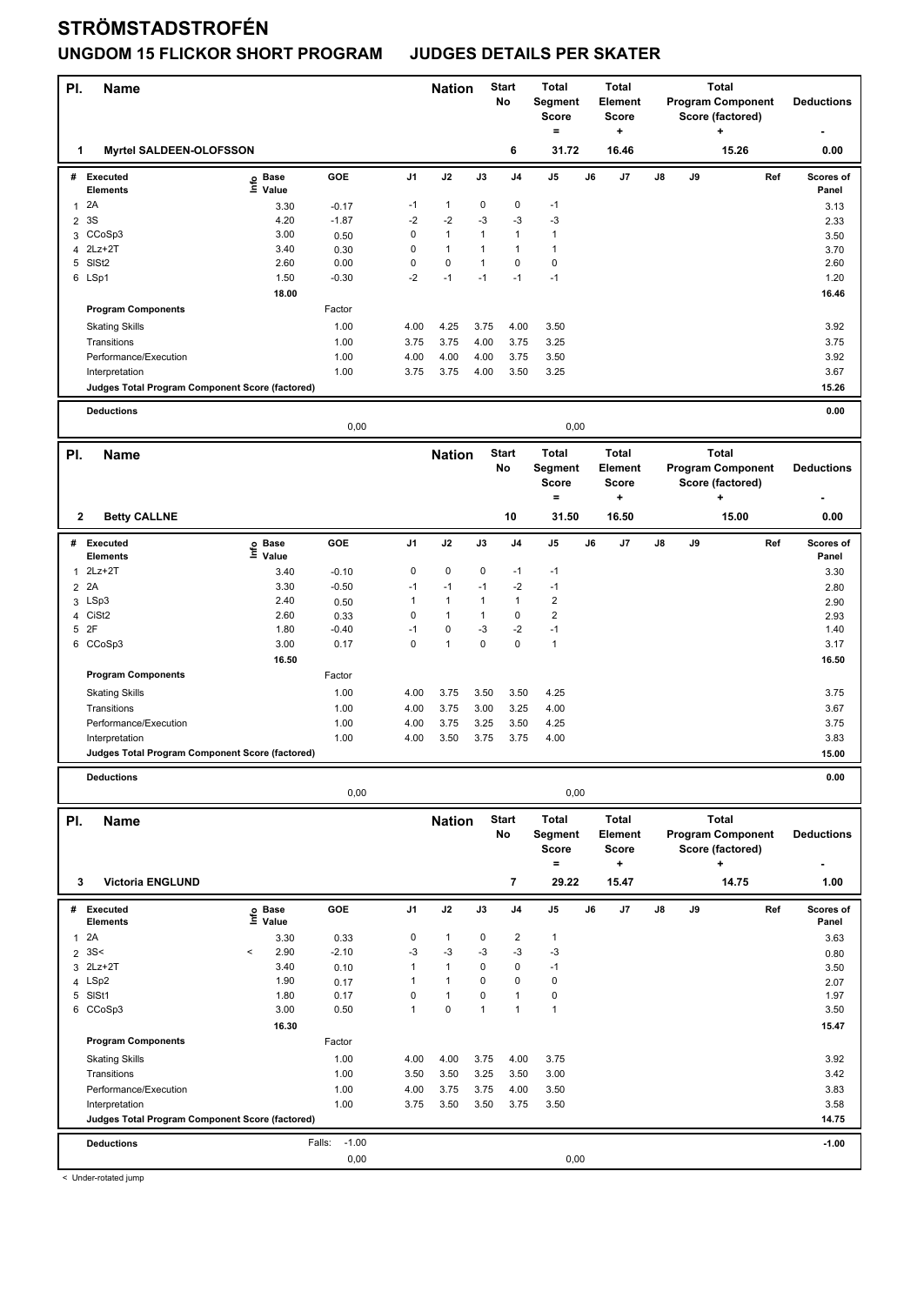# STRÖMSTADSTROFÉN

## UNGDOM 15 FLICKOR SHORT PROGRAM JUDGES DETAILS PER SKATER

| Pl. | Name | Nation | Start No | Total Segment Score = | Total Element Score + | Total Program Component Score (factored) + | Deductions - |
|---|---|---|---|---|---|---|---|
| 1 | Myrtel SALDEEN-OLOFSSON | | 6 | 31.72 | 16.46 | 15.26 | 0.00 |

| # | Executed Elements | Info | Base Value | GOE | J1 | J2 | J3 | J4 | J5 | J6 | J7 | J8 | J9 | Ref | Scores of Panel |
|---|---|---|---|---|---|---|---|---|---|---|---|---|---|---|---|
| 1 | 2A | | 3.30 | -0.17 | -1 | 1 | 0 | 0 | -1 | | | | | | 3.13 |
| 2 | 3S | | 4.20 | -1.87 | -2 | -2 | -3 | -3 | -3 | | | | | | 2.33 |
| 3 | CCoSp3 | | 3.00 | 0.50 | 0 | 1 | 1 | 1 | 1 | | | | | | 3.50 |
| 4 | 2Lz+2T | | 3.40 | 0.30 | 0 | 1 | 1 | 1 | 1 | | | | | | 3.70 |
| 5 | SlSt2 | | 2.60 | 0.00 | 0 | 0 | 1 | 0 | 0 | | | | | | 2.60 |
| 6 | LSp1 | | 1.50 | -0.30 | -2 | -1 | -1 | -1 | -1 | | | | | | 1.20 |
| | | | 18.00 | | | | | | | | | | | | 16.46 |
| | **Program Components** | | | Factor | | | | | | | | | | | |
| | Skating Skills | | | 1.00 | 4.00 | 4.25 | 3.75 | 4.00 | 3.50 | | | | | | 3.92 |
| | Transitions | | | 1.00 | 3.75 | 3.75 | 4.00 | 3.75 | 3.25 | | | | | | 3.75 |
| | Performance/Execution | | | 1.00 | 4.00 | 4.00 | 4.00 | 3.75 | 3.50 | | | | | | 3.92 |
| | Interpretation | | | 1.00 | 3.75 | 3.75 | 4.00 | 3.50 | 3.25 | | | | | | 3.67 |
| | **Judges Total Program Component Score (factored)** | | | | | | | | | | | | | | 15.26 |
| | **Deductions** | | | | | | | | | | | | | | 0.00 |
| | | | | 0,00 | | | | | 0,00 | | | | | | |

| Pl. | Name | Nation | Start No | Total Segment Score = | Total Element Score + | Total Program Component Score (factored) + | Deductions - |
|---|---|---|---|---|---|---|---|
| 2 | Betty CALLNE | | 10 | 31.50 | 16.50 | 15.00 | 0.00 |

| # | Executed Elements | Info | Base Value | GOE | J1 | J2 | J3 | J4 | J5 | J6 | J7 | J8 | J9 | Ref | Scores of Panel |
|---|---|---|---|---|---|---|---|---|---|---|---|---|---|---|---|
| 1 | 2Lz+2T | | 3.40 | -0.10 | 0 | 0 | 0 | -1 | -1 | | | | | | 3.30 |
| 2 | 2A | | 3.30 | -0.50 | -1 | -1 | -1 | -2 | -1 | | | | | | 2.80 |
| 3 | LSp3 | | 2.40 | 0.50 | 1 | 1 | 1 | 1 | 2 | | | | | | 2.90 |
| 4 | CiSt2 | | 2.60 | 0.33 | 0 | 1 | 1 | 0 | 2 | | | | | | 2.93 |
| 5 | 2F | | 1.80 | -0.40 | -1 | 0 | -3 | -2 | -1 | | | | | | 1.40 |
| 6 | CCoSp3 | | 3.00 | 0.17 | 0 | 1 | 0 | 0 | 1 | | | | | | 3.17 |
| | | | 16.50 | | | | | | | | | | | | 16.50 |
| | **Program Components** | | | Factor | | | | | | | | | | | |
| | Skating Skills | | | 1.00 | 4.00 | 3.75 | 3.50 | 3.50 | 4.25 | | | | | | 3.75 |
| | Transitions | | | 1.00 | 4.00 | 3.75 | 3.00 | 3.25 | 4.00 | | | | | | 3.67 |
| | Performance/Execution | | | 1.00 | 4.00 | 3.75 | 3.25 | 3.50 | 4.25 | | | | | | 3.75 |
| | Interpretation | | | 1.00 | 4.00 | 3.50 | 3.75 | 3.75 | 4.00 | | | | | | 3.83 |
| | **Judges Total Program Component Score (factored)** | | | | | | | | | | | | | | 15.00 |
| | **Deductions** | | | | | | | | | | | | | | 0.00 |
| | | | | 0,00 | | | | | 0,00 | | | | | | |

| Pl. | Name | Nation | Start No | Total Segment Score = | Total Element Score + | Total Program Component Score (factored) + | Deductions - |
|---|---|---|---|---|---|---|---|
| 3 | Victoria ENGLUND | | 7 | 29.22 | 15.47 | 14.75 | 1.00 |

| # | Executed Elements | Info | Base Value | GOE | J1 | J2 | J3 | J4 | J5 | J6 | J7 | J8 | J9 | Ref | Scores of Panel |
|---|---|---|---|---|---|---|---|---|---|---|---|---|---|---|---|
| 1 | 2A | | 3.30 | 0.33 | 0 | 1 | 0 | 2 | 1 | | | | | | 3.63 |
| 2 | 3S< | < | 2.90 | -2.10 | -3 | -3 | -3 | -3 | -3 | | | | | | 0.80 |
| 3 | 2Lz+2T | | 3.40 | 0.10 | 1 | 1 | 0 | 0 | -1 | | | | | | 3.50 |
| 4 | LSp2 | | 1.90 | 0.17 | 1 | 1 | 0 | 0 | 0 | | | | | | 2.07 |
| 5 | SlSt1 | | 1.80 | 0.17 | 0 | 1 | 0 | 1 | 0 | | | | | | 1.97 |
| 6 | CCoSp3 | | 3.00 | 0.50 | 1 | 0 | 1 | 1 | 1 | | | | | | 3.50 |
| | | | 16.30 | | | | | | | | | | | | 15.47 |
| | **Program Components** | | | Factor | | | | | | | | | | | |
| | Skating Skills | | | 1.00 | 4.00 | 4.00 | 3.75 | 4.00 | 3.75 | | | | | | 3.92 |
| | Transitions | | | 1.00 | 3.50 | 3.50 | 3.25 | 3.50 | 3.00 | | | | | | 3.42 |
| | Performance/Execution | | | 1.00 | 4.00 | 3.75 | 3.75 | 4.00 | 3.50 | | | | | | 3.83 |
| | Interpretation | | | 1.00 | 3.75 | 3.50 | 3.50 | 3.75 | 3.50 | | | | | | 3.58 |
| | **Judges Total Program Component Score (factored)** | | | | | | | | | | | | | | 14.75 |
| | **Deductions** | | Falls: | -1.00 | | | | | | | | | | | -1.00 |
| | | | | 0,00 | | | | | 0,00 | | | | | | |

< Under-rotated jump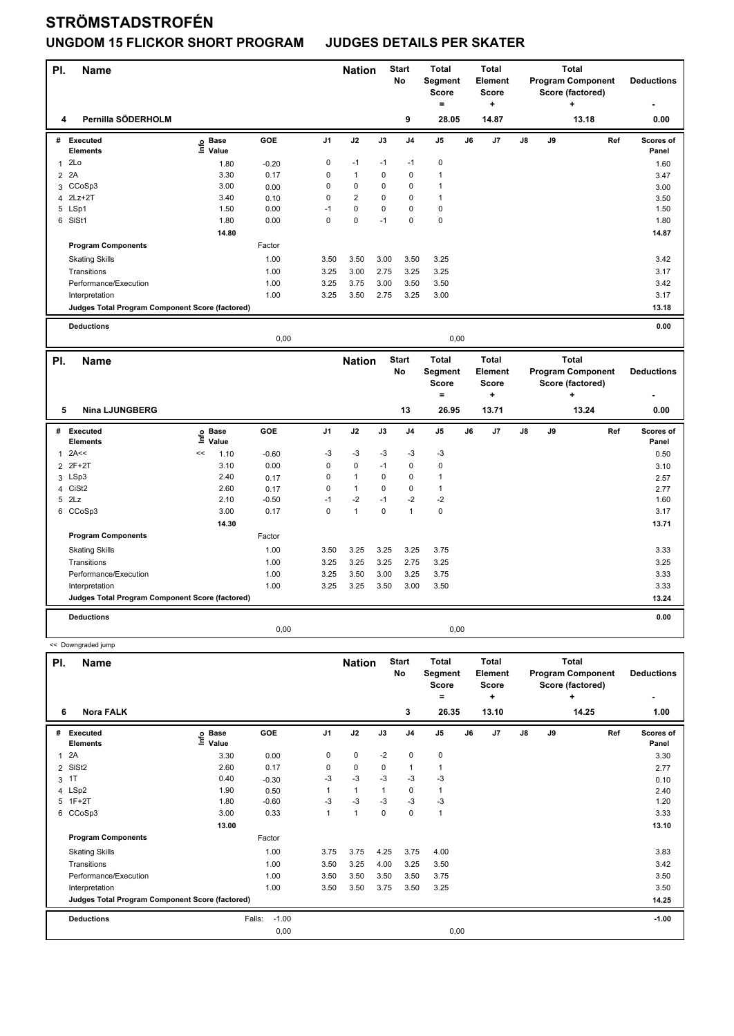# STRÖMSTADSTROFÉN

## UNGDOM 15 FLICKOR SHORT PROGRAM JUDGES DETAILS PER SKATER

| Pl. | Name | Nation | Start No | Total Segment Score = | Total Element Score + | Total Program Component Score (factored) + | Deductions - |
|---|---|---|---|---|---|---|---|
| 4 | Pernilla SÖDERHOLM | | 9 | 28.05 | 14.87 | 13.18 | 0.00 |

| # | Executed Elements | Info | Base Value | GOE | J1 | J2 | J3 | J4 | J5 | J6 | J7 | J8 | J9 | Ref | Scores of Panel |
|---|---|---|---|---|---|---|---|---|---|---|---|---|---|---|---|
| 1 | 2Lo | | 1.80 | -0.20 | 0 | -1 | -1 | -1 | 0 | | | | | | 1.60 |
| 2 | 2A | | 3.30 | 0.17 | 0 | 1 | 0 | 0 | 1 | | | | | | 3.47 |
| 3 | CCoSp3 | | 3.00 | 0.00 | 0 | 0 | 0 | 0 | 1 | | | | | | 3.00 |
| 4 | 2Lz+2T | | 3.40 | 0.10 | 0 | 2 | 0 | 0 | 1 | | | | | | 3.50 |
| 5 | LSp1 | | 1.50 | 0.00 | -1 | 0 | 0 | 0 | 0 | | | | | | 1.50 |
| 6 | SlSt1 | | 1.80 | 0.00 | 0 | 0 | -1 | 0 | 0 | | | | | | 1.80 |
| | | | 14.80 | | | | | | | | | | | | 14.87 |
| | **Program Components** | | | Factor | | | | | | | | | | | |
| | Skating Skills | | | 1.00 | 3.50 | 3.50 | 3.00 | 3.50 | 3.25 | | | | | | 3.42 |
| | Transitions | | | 1.00 | 3.25 | 3.00 | 2.75 | 3.25 | 3.25 | | | | | | 3.17 |
| | Performance/Execution | | | 1.00 | 3.25 | 3.75 | 3.00 | 3.50 | 3.50 | | | | | | 3.42 |
| | Interpretation | | | 1.00 | 3.25 | 3.50 | 2.75 | 3.25 | 3.00 | | | | | | 3.17 |
| | **Judges Total Program Component Score (factored)** | | | | | | | | | | | | | | 13.18 |
| | **Deductions** | | | | | | | | | | | | | | 0.00 |
| | | | | 0,00 | | | | | 0,00 | | | | | | |

| Pl. | Name | Nation | Start No | Total Segment Score = | Total Element Score + | Total Program Component Score (factored) + | Deductions - |
|---|---|---|---|---|---|---|---|
| 5 | Nina LJUNGBERG | | 13 | 26.95 | 13.71 | 13.24 | 0.00 |

| # | Executed Elements | Info | Base Value | GOE | J1 | J2 | J3 | J4 | J5 | J6 | J7 | J8 | J9 | Ref | Scores of Panel |
|---|---|---|---|---|---|---|---|---|---|---|---|---|---|---|---|
| 1 | 2A<< | << | 1.10 | -0.60 | -3 | -3 | -3 | -3 | -3 | | | | | | 0.50 |
| 2 | 2F+2T | | 3.10 | 0.00 | 0 | 0 | -1 | 0 | 0 | | | | | | 3.10 |
| 3 | LSp3 | | 2.40 | 0.17 | 0 | 1 | 0 | 0 | 1 | | | | | | 2.57 |
| 4 | CiSt2 | | 2.60 | 0.17 | 0 | 1 | 0 | 0 | 1 | | | | | | 2.77 |
| 5 | 2Lz | | 2.10 | -0.50 | -1 | -2 | -1 | -2 | -2 | | | | | | 1.60 |
| 6 | CCoSp3 | | 3.00 | 0.17 | 0 | 1 | 0 | 1 | 0 | | | | | | 3.17 |
| | | | 14.30 | | | | | | | | | | | | 13.71 |
| | **Program Components** | | | Factor | | | | | | | | | | | |
| | Skating Skills | | | 1.00 | 3.50 | 3.25 | 3.25 | 3.25 | 3.75 | | | | | | 3.33 |
| | Transitions | | | 1.00 | 3.25 | 3.25 | 3.25 | 2.75 | 3.25 | | | | | | 3.25 |
| | Performance/Execution | | | 1.00 | 3.25 | 3.50 | 3.00 | 3.25 | 3.75 | | | | | | 3.33 |
| | Interpretation | | | 1.00 | 3.25 | 3.25 | 3.50 | 3.00 | 3.50 | | | | | | 3.33 |
| | **Judges Total Program Component Score (factored)** | | | | | | | | | | | | | | 13.24 |
| | **Deductions** | | | | | | | | | | | | | | 0.00 |
| | | | | 0,00 | | | | | 0,00 | | | | | | |

<< Downgraded jump

| Pl. | Name | Nation | Start No | Total Segment Score = | Total Element Score + | Total Program Component Score (factored) + | Deductions - |
|---|---|---|---|---|---|---|---|
| 6 | Nora FALK | | 3 | 26.35 | 13.10 | 14.25 | 1.00 |

| # | Executed Elements | Info | Base Value | GOE | J1 | J2 | J3 | J4 | J5 | J6 | J7 | J8 | J9 | Ref | Scores of Panel |
|---|---|---|---|---|---|---|---|---|---|---|---|---|---|---|---|
| 1 | 2A | | 3.30 | 0.00 | 0 | 0 | -2 | 0 | 0 | | | | | | 3.30 |
| 2 | SlSt2 | | 2.60 | 0.17 | 0 | 0 | 0 | 1 | 1 | | | | | | 2.77 |
| 3 | 1T | | 0.40 | -0.30 | -3 | -3 | -3 | -3 | -3 | | | | | | 0.10 |
| 4 | LSp2 | | 1.90 | 0.50 | 1 | 1 | 1 | 0 | 1 | | | | | | 2.40 |
| 5 | 1F+2T | | 1.80 | -0.60 | -3 | -3 | -3 | -3 | -3 | | | | | | 1.20 |
| 6 | CCoSp3 | | 3.00 | 0.33 | 1 | 1 | 0 | 0 | 1 | | | | | | 3.33 |
| | | | 13.00 | | | | | | | | | | | | 13.10 |
| | **Program Components** | | | Factor | | | | | | | | | | | |
| | Skating Skills | | | 1.00 | 3.75 | 3.75 | 4.25 | 3.75 | 4.00 | | | | | | 3.83 |
| | Transitions | | | 1.00 | 3.50 | 3.25 | 4.00 | 3.25 | 3.50 | | | | | | 3.42 |
| | Performance/Execution | | | 1.00 | 3.50 | 3.50 | 3.50 | 3.50 | 3.75 | | | | | | 3.50 |
| | Interpretation | | | 1.00 | 3.50 | 3.50 | 3.75 | 3.50 | 3.25 | | | | | | 3.50 |
| | **Judges Total Program Component Score (factored)** | | | | | | | | | | | | | | 14.25 |
| | **Deductions** | | | Falls: -1.00 | | | | | | | | | | | -1.00 |
| | | | | 0,00 | | | | | 0,00 | | | | | | |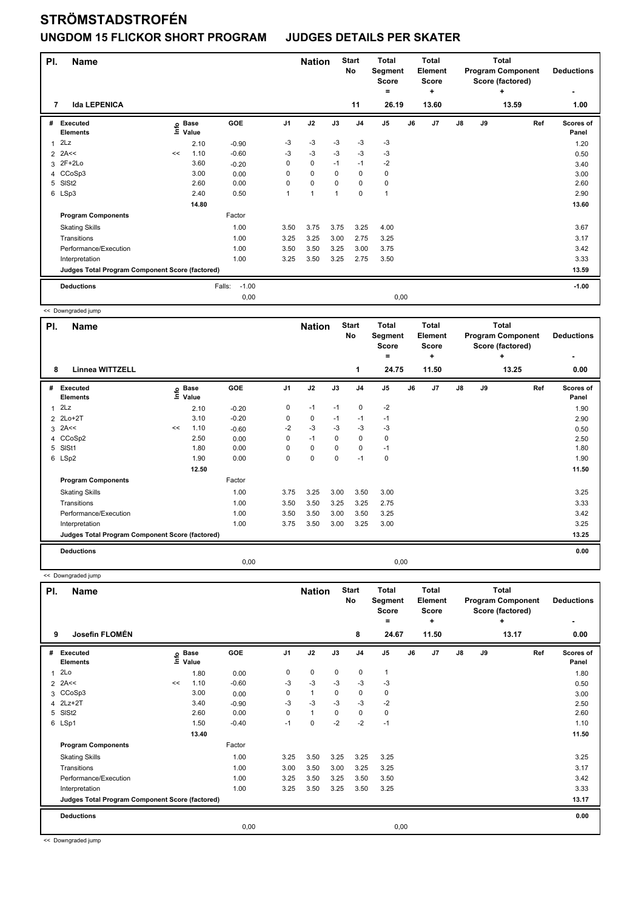# STRÖMSTADSTROFÉN

## UNGDOM 15 FLICKOR SHORT PROGRAM JUDGES DETAILS PER SKATER

| Pl. | Name | Nation | Start No | Total Segment Score = | Total Element Score + | Total Program Component Score (factored) + | Deductions - |
|---|---|---|---|---|---|---|---|
| 7 | Ida LEPENICA | | 11 | 26.19 | 13.60 | 13.59 | 1.00 |

| # | Executed Elements | Info | Base Value | GOE | J1 | J2 | J3 | J4 | J5 | J6 | J7 | J8 | J9 | Ref | Scores of Panel |
|---|---|---|---|---|---|---|---|---|---|---|---|---|---|---|---|
| 1 | 2Lz | | 2.10 | -0.90 | -3 | -3 | -3 | -3 | -3 | | | | | | 1.20 |
| 2 | 2A<< | << | 1.10 | -0.60 | -3 | -3 | -3 | -3 | -3 | | | | | | 0.50 |
| 3 | 2F+2Lo | | 3.60 | -0.20 | 0 | 0 | -1 | -1 | -2 | | | | | | 3.40 |
| 4 | CCoSp3 | | 3.00 | 0.00 | 0 | 0 | 0 | 0 | 0 | | | | | | 3.00 |
| 5 | SlSt2 | | 2.60 | 0.00 | 0 | 0 | 0 | 0 | 0 | | | | | | 2.60 |
| 6 | LSp3 | | 2.40 | 0.50 | 1 | 1 | 1 | 0 | 1 | | | | | | 2.90 |
| | | | 14.80 | | | | | | | | | | | | 13.60 |
| | **Program Components** | | | Factor | | | | | | | | | | | |
| | Skating Skills | | | 1.00 | 3.50 | 3.75 | 3.75 | 3.25 | 4.00 | | | | | | 3.67 |
| | Transitions | | | 1.00 | 3.25 | 3.25 | 3.00 | 2.75 | 3.25 | | | | | | 3.17 |
| | Performance/Execution | | | 1.00 | 3.50 | 3.50 | 3.25 | 3.00 | 3.75 | | | | | | 3.42 |
| | Interpretation | | | 1.00 | 3.25 | 3.50 | 3.25 | 2.75 | 3.50 | | | | | | 3.33 |
| | **Judges Total Program Component Score (factored)** | | | | | | | | | | | | | | 13.59 |
| | **Deductions** | | | Falls: -1.00 | | | | | | | | | | | -1.00 |
| | | | | 0,00 | | | | | 0,00 | | | | | | |

<< Downgraded jump

| Pl. | Name | Nation | Start No | Total Segment Score = | Total Element Score + | Total Program Component Score (factored) + | Deductions - |
|---|---|---|---|---|---|---|---|
| 8 | Linnea WITTZELL | | 1 | 24.75 | 11.50 | 13.25 | 0.00 |

| # | Executed Elements | Info | Base Value | GOE | J1 | J2 | J3 | J4 | J5 | J6 | J7 | J8 | J9 | Ref | Scores of Panel |
|---|---|---|---|---|---|---|---|---|---|---|---|---|---|---|---|
| 1 | 2Lz | | 2.10 | -0.20 | 0 | -1 | -1 | 0 | -2 | | | | | | 1.90 |
| 2 | 2Lo+2T | | 3.10 | -0.20 | 0 | 0 | -1 | -1 | -1 | | | | | | 2.90 |
| 3 | 2A<< | << | 1.10 | -0.60 | -2 | -3 | -3 | -3 | -3 | | | | | | 0.50 |
| 4 | CCoSp2 | | 2.50 | 0.00 | 0 | -1 | 0 | 0 | 0 | | | | | | 2.50 |
| 5 | SlSt1 | | 1.80 | 0.00 | 0 | 0 | 0 | 0 | -1 | | | | | | 1.80 |
| 6 | LSp2 | | 1.90 | 0.00 | 0 | 0 | 0 | -1 | 0 | | | | | | 1.90 |
| | | | 12.50 | | | | | | | | | | | | 11.50 |
| | **Program Components** | | | Factor | | | | | | | | | | | |
| | Skating Skills | | | 1.00 | 3.75 | 3.25 | 3.00 | 3.50 | 3.00 | | | | | | 3.25 |
| | Transitions | | | 1.00 | 3.50 | 3.50 | 3.25 | 3.25 | 2.75 | | | | | | 3.33 |
| | Performance/Execution | | | 1.00 | 3.50 | 3.50 | 3.00 | 3.50 | 3.25 | | | | | | 3.42 |
| | Interpretation | | | 1.00 | 3.75 | 3.50 | 3.00 | 3.25 | 3.00 | | | | | | 3.25 |
| | **Judges Total Program Component Score (factored)** | | | | | | | | | | | | | | 13.25 |
| | **Deductions** | | | | | | | | | | | | | | 0.00 |
| | | | | 0,00 | | | | | 0,00 | | | | | | |

<< Downgraded jump

| Pl. | Name | Nation | Start No | Total Segment Score = | Total Element Score + | Total Program Component Score (factored) + | Deductions - |
|---|---|---|---|---|---|---|---|
| 9 | Josefin FLOMÉN | | 8 | 24.67 | 11.50 | 13.17 | 0.00 |

| # | Executed Elements | Info | Base Value | GOE | J1 | J2 | J3 | J4 | J5 | J6 | J7 | J8 | J9 | Ref | Scores of Panel |
|---|---|---|---|---|---|---|---|---|---|---|---|---|---|---|---|
| 1 | 2Lo | | 1.80 | 0.00 | 0 | 0 | 0 | 0 | 1 | | | | | | 1.80 |
| 2 | 2A<< | << | 1.10 | -0.60 | -3 | -3 | -3 | -3 | -3 | | | | | | 0.50 |
| 3 | CCoSp3 | | 3.00 | 0.00 | 0 | 1 | 0 | 0 | 0 | | | | | | 3.00 |
| 4 | 2Lz+2T | | 3.40 | -0.90 | -3 | -3 | -3 | -3 | -2 | | | | | | 2.50 |
| 5 | SlSt2 | | 2.60 | 0.00 | 0 | 1 | 0 | 0 | 0 | | | | | | 2.60 |
| 6 | LSp1 | | 1.50 | -0.40 | -1 | 0 | -2 | -2 | -1 | | | | | | 1.10 |
| | | | 13.40 | | | | | | | | | | | | 11.50 |
| | **Program Components** | | | Factor | | | | | | | | | | | |
| | Skating Skills | | | 1.00 | 3.25 | 3.50 | 3.25 | 3.25 | 3.25 | | | | | | 3.25 |
| | Transitions | | | 1.00 | 3.00 | 3.50 | 3.00 | 3.25 | 3.25 | | | | | | 3.17 |
| | Performance/Execution | | | 1.00 | 3.25 | 3.50 | 3.25 | 3.50 | 3.50 | | | | | | 3.42 |
| | Interpretation | | | 1.00 | 3.25 | 3.50 | 3.25 | 3.50 | 3.25 | | | | | | 3.33 |
| | **Judges Total Program Component Score (factored)** | | | | | | | | | | | | | | 13.17 |
| | **Deductions** | | | | | | | | | | | | | | 0.00 |
| | | | | 0,00 | | | | | 0,00 | | | | | | |

<< Downgraded jump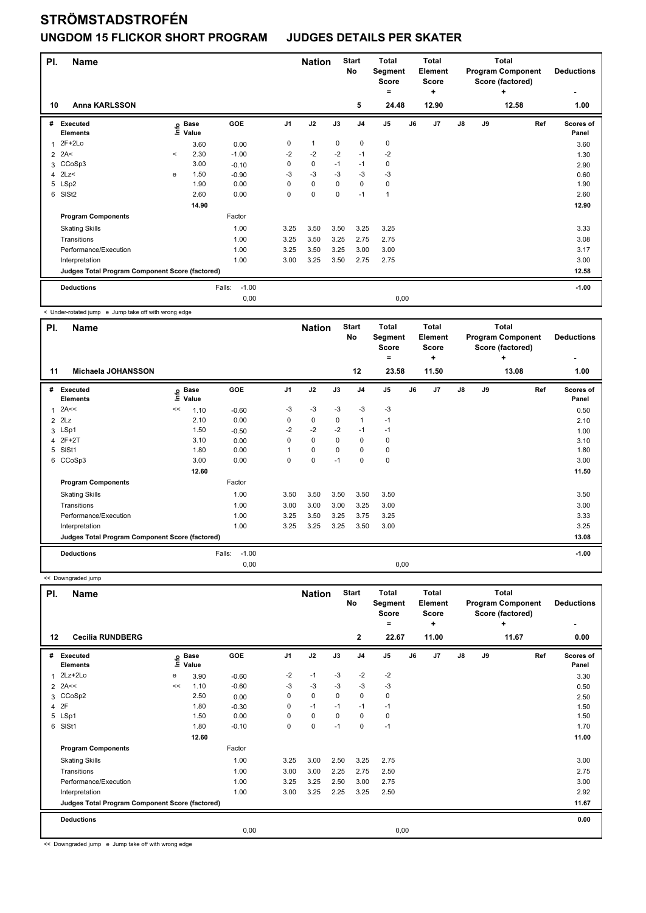# STRÖMSTADSTROFÉN

## UNGDOM 15 FLICKOR SHORT PROGRAM JUDGES DETAILS PER SKATER

| Pl. | Name | | Nation | Start No | Total Segment Score = | Total Element Score + | Total Program Component Score (factored) + | Deductions - |
|---|---|---|---|---|---|---|---|---|
| 10 | Anna KARLSSON | | | 5 | 24.48 | 12.90 | 12.58 | 1.00 |

| # | Executed Elements | Info | Base Value | GOE | J1 | J2 | J3 | J4 | J5 | J6 | J7 | J8 | J9 | Ref | Scores of Panel |
|---|---|---|---|---|---|---|---|---|---|---|---|---|---|---|---|
| 1 | 2F+2Lo | | 3.60 | 0.00 | 0 | 1 | 0 | 0 | 0 | | | | | | 3.60 |
| 2 | 2A< | < | 2.30 | -1.00 | -2 | -2 | -2 | -1 | -2 | | | | | | 1.30 |
| 3 | CCoSp3 | | 3.00 | -0.10 | 0 | 0 | -1 | -1 | 0 | | | | | | 2.90 |
| 4 | 2Lz< | e | 1.50 | -0.90 | -3 | -3 | -3 | -3 | -3 | | | | | | 0.60 |
| 5 | LSp2 | | 1.90 | 0.00 | 0 | 0 | 0 | 0 | 0 | | | | | | 1.90 |
| 6 | SlSt2 | | 2.60 | 0.00 | 0 | 0 | 0 | -1 | 1 | | | | | | 2.60 |
| | | | 14.90 | | | | | | | | | | | | 12.90 |
| | **Program Components** | | | Factor | | | | | | | | | | | |
| | Skating Skills | | | 1.00 | 3.25 | 3.50 | 3.50 | 3.25 | 3.25 | | | | | | 3.33 |
| | Transitions | | | 1.00 | 3.25 | 3.50 | 3.25 | 2.75 | 2.75 | | | | | | 3.08 |
| | Performance/Execution | | | 1.00 | 3.25 | 3.50 | 3.25 | 3.00 | 3.00 | | | | | | 3.17 |
| | Interpretation | | | 1.00 | 3.00 | 3.25 | 3.50 | 2.75 | 2.75 | | | | | | 3.00 |
| | **Judges Total Program Component Score (factored)** | | | | | | | | | | | | | | 12.58 |
| | **Deductions** | | | Falls: -1.00 | | | | | | | | | | | -1.00 |
| | | | | 0,00 | | | | | 0,00 | | | | | | |

< Under-rotated jump e Jump take off with wrong edge

| Pl. | Name | | Nation | Start No | Total Segment Score = | Total Element Score + | Total Program Component Score (factored) + | Deductions - |
|---|---|---|---|---|---|---|---|---|
| 11 | Michaela JOHANSSON | | | 12 | 23.58 | 11.50 | 13.08 | 1.00 |

| # | Executed Elements | Info | Base Value | GOE | J1 | J2 | J3 | J4 | J5 | J6 | J7 | J8 | J9 | Ref | Scores of Panel |
|---|---|---|---|---|---|---|---|---|---|---|---|---|---|---|---|
| 1 | 2A<< | << | 1.10 | -0.60 | -3 | -3 | -3 | -3 | -3 | | | | | | 0.50 |
| 2 | 2Lz | | 2.10 | 0.00 | 0 | 0 | 0 | 1 | -1 | | | | | | 2.10 |
| 3 | LSp1 | | 1.50 | -0.50 | -2 | -2 | -2 | -1 | -1 | | | | | | 1.00 |
| 4 | 2F+2T | | 3.10 | 0.00 | 0 | 0 | 0 | 0 | 0 | | | | | | 3.10 |
| 5 | SlSt1 | | 1.80 | 0.00 | 1 | 0 | 0 | 0 | 0 | | | | | | 1.80 |
| 6 | CCoSp3 | | 3.00 | 0.00 | 0 | 0 | -1 | 0 | 0 | | | | | | 3.00 |
| | | | 12.60 | | | | | | | | | | | | 11.50 |
| | **Program Components** | | | Factor | | | | | | | | | | | |
| | Skating Skills | | | 1.00 | 3.50 | 3.50 | 3.50 | 3.50 | 3.50 | | | | | | 3.50 |
| | Transitions | | | 1.00 | 3.00 | 3.00 | 3.00 | 3.25 | 3.00 | | | | | | 3.00 |
| | Performance/Execution | | | 1.00 | 3.25 | 3.50 | 3.25 | 3.75 | 3.25 | | | | | | 3.33 |
| | Interpretation | | | 1.00 | 3.25 | 3.25 | 3.25 | 3.50 | 3.00 | | | | | | 3.25 |
| | **Judges Total Program Component Score (factored)** | | | | | | | | | | | | | | 13.08 |
| | **Deductions** | | | Falls: -1.00 | | | | | | | | | | | -1.00 |
| | | | | 0,00 | | | | | 0,00 | | | | | | |

<< Downgraded jump

| Pl. | Name | | Nation | Start No | Total Segment Score = | Total Element Score + | Total Program Component Score (factored) + | Deductions - |
|---|---|---|---|---|---|---|---|---|
| 12 | Cecilia RUNDBERG | | | 2 | 22.67 | 11.00 | 11.67 | 0.00 |

| # | Executed Elements | Info | Base Value | GOE | J1 | J2 | J3 | J4 | J5 | J6 | J7 | J8 | J9 | Ref | Scores of Panel |
|---|---|---|---|---|---|---|---|---|---|---|---|---|---|---|---|
| 1 | 2Lz+2Lo | e | 3.90 | -0.60 | -2 | -1 | -3 | -2 | -2 | | | | | | 3.30 |
| 2 | 2A<< | << | 1.10 | -0.60 | -3 | -3 | -3 | -3 | -3 | | | | | | 0.50 |
| 3 | CCoSp2 | | 2.50 | 0.00 | 0 | 0 | 0 | 0 | 0 | | | | | | 2.50 |
| 4 | 2F | | 1.80 | -0.30 | 0 | -1 | -1 | -1 | -1 | | | | | | 1.50 |
| 5 | LSp1 | | 1.50 | 0.00 | 0 | 0 | 0 | 0 | 0 | | | | | | 1.50 |
| 6 | SlSt1 | | 1.80 | -0.10 | 0 | 0 | -1 | 0 | -1 | | | | | | 1.70 |
| | | | 12.60 | | | | | | | | | | | | 11.00 |
| | **Program Components** | | | Factor | | | | | | | | | | | |
| | Skating Skills | | | 1.00 | 3.25 | 3.00 | 2.50 | 3.25 | 2.75 | | | | | | 3.00 |
| | Transitions | | | 1.00 | 3.00 | 3.00 | 2.25 | 2.75 | 2.50 | | | | | | 2.75 |
| | Performance/Execution | | | 1.00 | 3.25 | 3.25 | 2.50 | 3.00 | 2.75 | | | | | | 3.00 |
| | Interpretation | | | 1.00 | 3.00 | 3.25 | 2.25 | 3.25 | 2.50 | | | | | | 2.92 |
| | **Judges Total Program Component Score (factored)** | | | | | | | | | | | | | | 11.67 |
| | **Deductions** | | | | | | | | | | | | | | 0.00 |
| | | | | 0,00 | | | | | 0,00 | | | | | | |

<< Downgraded jump e Jump take off with wrong edge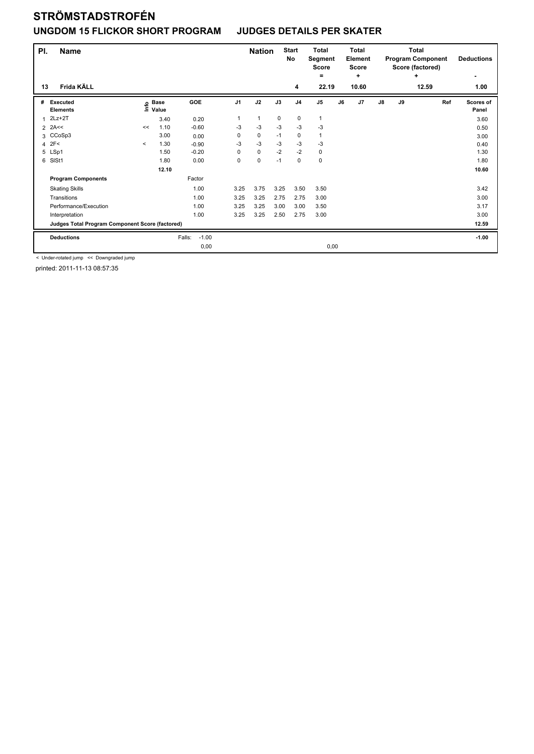# STRÖMSTADSTROFÉN

## UNGDOM 15 FLICKOR SHORT PROGRAM JUDGES DETAILS PER SKATER

| Pl. | Name | Nation | Start No | Total Segment Score = | Total Element Score + | Total Program Component Score (factored) + | Deductions - |
|---|---|---|---|---|---|---|---|
| 13 | Frida KÄLL | | 4 | 22.19 | 10.60 | 12.59 | 1.00 |

| # | Executed Elements | Info | Base Value | GOE | J1 | J2 | J3 | J4 | J5 | J6 | J7 | J8 | J9 | Ref | Scores of Panel |
|---|---|---|---|---|---|---|---|---|---|---|---|---|---|---|---|
| 1 | 2Lz+2T | | 3.40 | 0.20 | 1 | 1 | 0 | 0 | 1 | | | | | | 3.60 |
| 2 | 2A<< | << | 1.10 | -0.60 | -3 | -3 | -3 | -3 | -3 | | | | | | 0.50 |
| 3 | CCoSp3 | | 3.00 | 0.00 | 0 | 0 | -1 | 0 | 1 | | | | | | 3.00 |
| 4 | 2F< | < | 1.30 | -0.90 | -3 | -3 | -3 | -3 | -3 | | | | | | 0.40 |
| 5 | LSp1 | | 1.50 | -0.20 | 0 | 0 | -2 | -2 | 0 | | | | | | 1.30 |
| 6 | SlSt1 | | 1.80 | 0.00 | 0 | 0 | -1 | 0 | 0 | | | | | | 1.80 |
| | | | 12.10 | | | | | | | | | | | | 10.60 |
| | **Program Components** | | | Factor | | | | | | | | | | | |
| | Skating Skills | | | 1.00 | 3.25 | 3.75 | 3.25 | 3.50 | 3.50 | | | | | | 3.42 |
| | Transitions | | | 1.00 | 3.25 | 3.25 | 2.75 | 2.75 | 3.00 | | | | | | 3.00 |
| | Performance/Execution | | | 1.00 | 3.25 | 3.25 | 3.00 | 3.00 | 3.50 | | | | | | 3.17 |
| | Interpretation | | | 1.00 | 3.25 | 3.25 | 2.50 | 2.75 | 3.00 | | | | | | 3.00 |
| | **Judges Total Program Component Score (factored)** | | | | | | | | | | | | | | 12.59 |
| | **Deductions** | | | Falls: -1.00 | | | | | | | | | | | -1.00 |
| | | | | 0,00 | | | | | | 0,00 | | | | | |

< Under-rotated jump << Downgraded jump

printed: 2011-11-13 08:57:35